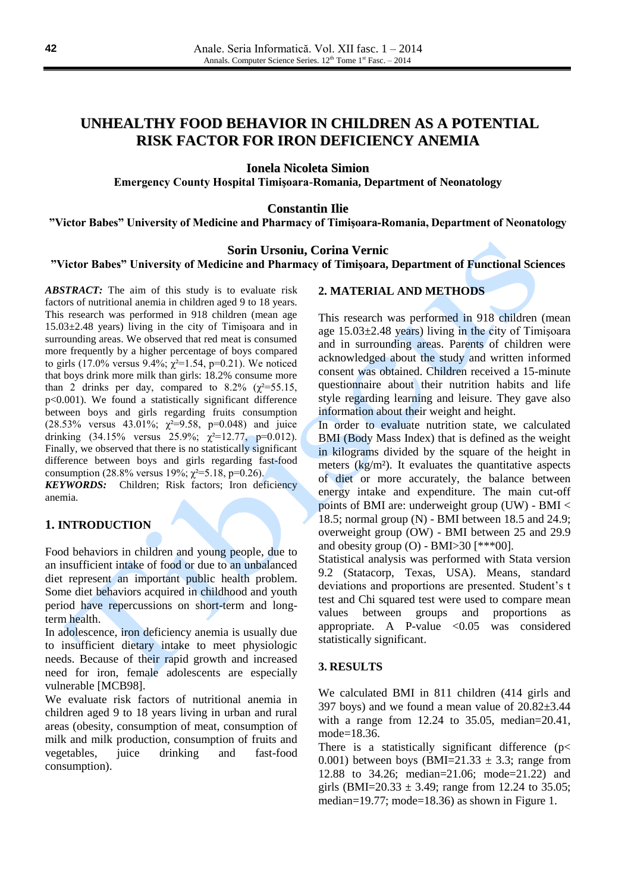# UNHEALTHY FOOD BEHAVIOR IN CHILDREN AS A POTENTIAL RISK FACTOR FOR IRON DEFICIENCY ANEMIA

**Ionela Nicoleta Simion**
**Emergency County Hospital Timişoara-Romania, Department of Neonatology**

**Constantin Ilie**
**"Victor Babes" University of Medicine and Pharmacy of Timişoara-Romania, Department of Neonatology**

**Sorin Ursoniu, Corina Vernic**
**"Victor Babes" University of Medicine and Pharmacy of Timişoara, Department of Functional Sciences**

***ABSTRACT:*** The aim of this study is to evaluate risk factors of nutritional anemia in children aged 9 to 18 years. This research was performed in 918 children (mean age 15.03±2.48 years) living in the city of Timişoara and in surrounding areas. We observed that red meat is consumed more frequently by a higher percentage of boys compared to girls (17.0% versus 9.4%; $\chi^2$=1.54, p=0.21). We noticed that boys drink more milk than girls: 18.2% consume more than 2 drinks per day, compared to 8.2% ($\chi^2$=55.15, p<0.001). We found a statistically significant difference between boys and girls regarding fruits consumption (28.53% versus 43.01%; $\chi^2$=9.58, p=0.048) and juice drinking (34.15% versus 25.9%; $\chi^2$=12.77, p=0.012). Finally, we observed that there is no statistically significant difference between boys and girls regarding fast-food consumption (28.8% versus 19%; $\chi^2$=5.18, p=0.26).

***KEYWORDS:*** Children; Risk factors; Iron deficiency anemia.

## 1. INTRODUCTION

Food behaviors in children and young people, due to an insufficient intake of food or due to an unbalanced diet represent an important public health problem. Some diet behaviors acquired in childhood and youth period have repercussions on short-term and long-term health.

In adolescence, iron deficiency anemia is usually due to insufficient dietary intake to meet physiologic needs. Because of their rapid growth and increased need for iron, female adolescents are especially vulnerable [MCB98].

We evaluate risk factors of nutritional anemia in children aged 9 to 18 years living in urban and rural areas (obesity, consumption of meat, consumption of milk and milk production, consumption of fruits and vegetables, juice drinking and fast-food consumption).

## 2. MATERIAL AND METHODS

This research was performed in 918 children (mean age 15.03±2.48 years) living in the city of Timişoara and in surrounding areas. Parents of children were acknowledged about the study and written informed consent was obtained. Children received a 15-minute questionnaire about their nutrition habits and life style regarding learning and leisure. They gave also information about their weight and height.

In order to evaluate nutrition state, we calculated BMI (Body Mass Index) that is defined as the weight in kilograms divided by the square of the height in meters (kg/m²). It evaluates the quantitative aspects of diet or more accurately, the balance between energy intake and expenditure. The main cut-off points of BMI are: underweight group (UW) - BMI < 18.5; normal group (N) - BMI between 18.5 and 24.9; overweight group (OW) - BMI between 25 and 29.9 and obesity group (O) - BMI>30 [***00].

Statistical analysis was performed with Stata version 9.2 (Statacorp, Texas, USA). Means, standard deviations and proportions are presented. Student's t test and Chi squared test were used to compare mean values between groups and proportions as appropriate. A P-value <0.05 was considered statistically significant.

## 3. RESULTS

We calculated BMI in 811 children (414 girls and 397 boys) and we found a mean value of 20.82±3.44 with a range from 12.24 to 35.05, median=20.41, mode=18.36.

There is a statistically significant difference (p< 0.001) between boys (BMI=21.33 ± 3.3; range from 12.88 to 34.26; median=21.06; mode=21.22) and girls (BMI=20.33 ± 3.49; range from 12.24 to 35.05; median=19.77; mode=18.36) as shown in Figure 1.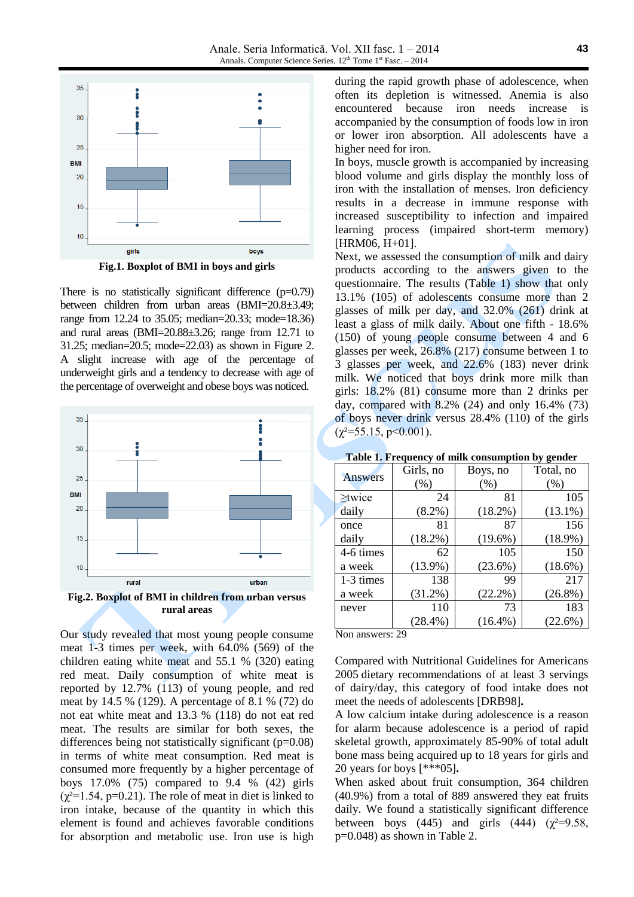Fig.1. Boxplot of BMI in boys and girls

There is no statistically significant difference (p=0.79) between children from urban areas (BMI=20.8±3.49; range from 12.24 to 35.05; median=20.33; mode=18.36) and rural areas (BMI=20.88±3.26; range from 12.71 to 31.25; median=20.5; mode=22.03) as shown in Figure 2. A slight increase with age of the percentage of underweight girls and a tendency to decrease with age of the percentage of overweight and obese boys was noticed.

Fig.2. Boxplot of BMI in children from urban versus rural areas

Our study revealed that most young people consume meat 1-3 times per week, with 64.0% (569) of the children eating white meat and 55.1 % (320) eating red meat. Daily consumption of white meat is reported by 12.7% (113) of young people, and red meat by 14.5 % (129). A percentage of 8.1 % (72) do not eat white meat and 13.3 % (118) do not eat red meat. The results are similar for both sexes, the differences being not statistically significant (p=0.08) in terms of white meat consumption. Red meat is consumed more frequently by a higher percentage of boys 17.0% (75) compared to 9.4 % (42) girls ($\chi^2$=1.54, p=0.21). The role of meat in diet is linked to iron intake, because of the quantity in which this element is found and achieves favorable conditions for absorption and metabolic use. Iron use is high during the rapid growth phase of adolescence, when often its depletion is witnessed. Anemia is also encountered because iron needs increase is accompanied by the consumption of foods low in iron or lower iron absorption. All adolescents have a higher need for iron.

In boys, muscle growth is accompanied by increasing blood volume and girls display the monthly loss of iron with the installation of menses. Iron deficiency results in a decrease in immune response with increased susceptibility to infection and impaired learning process (impaired short-term memory) [HRM06, H+01].

Next, we assessed the consumption of milk and dairy products according to the answers given to the questionnaire. The results (Table 1) show that only 13.1% (105) of adolescents consume more than 2 glasses of milk per day, and 32.0% (261) drink at least a glass of milk daily. About one fifth - 18.6% (150) of young people consume between 4 and 6 glasses per week, 26.8% (217) consume between 1 to 3 glasses per week, and 22.6% (183) never drink milk. We noticed that boys drink more milk than girls: 18.2% (81) consume more than 2 drinks per day, compared with 8.2% (24) and only 16.4% (73) of boys never drink versus 28.4% (110) of the girls ($\chi^2$=55.15, p<0.001).

**Table 1. Frequency of milk consumption by gender**

| Answers | Girls, no (%) | Boys, no (%) | Total, no (%) |
|---|---|---|---|
| ≥twice daily | 24 (8.2%) | 81 (18.2%) | 105 (13.1%) |
| once daily | 81 (18.2%) | 87 (19.6%) | 156 (18.9%) |
| 4-6 times a week | 62 (13.9%) | 105 (23.6%) | 150 (18.6%) |
| 1-3 times a week | 138 (31.2%) | 99 (22.2%) | 217 (26.8%) |
| never | 110 (28.4%) | 73 (16.4%) | 183 (22.6%) |

Non answers: 29

Compared with Nutritional Guidelines for Americans 2005 dietary recommendations of at least 3 servings of dairy/day, this category of food intake does not meet the needs of adolescents [DRB98].

A low calcium intake during adolescence is a reason for alarm because adolescence is a period of rapid skeletal growth, approximately 85-90% of total adult bone mass being acquired up to 18 years for girls and 20 years for boys [***05].

When asked about fruit consumption, 364 children (40.9%) from a total of 889 answered they eat fruits daily. We found a statistically significant difference between boys (445) and girls (444) ($\chi^2$=9.58, p=0.048) as shown in Table 2.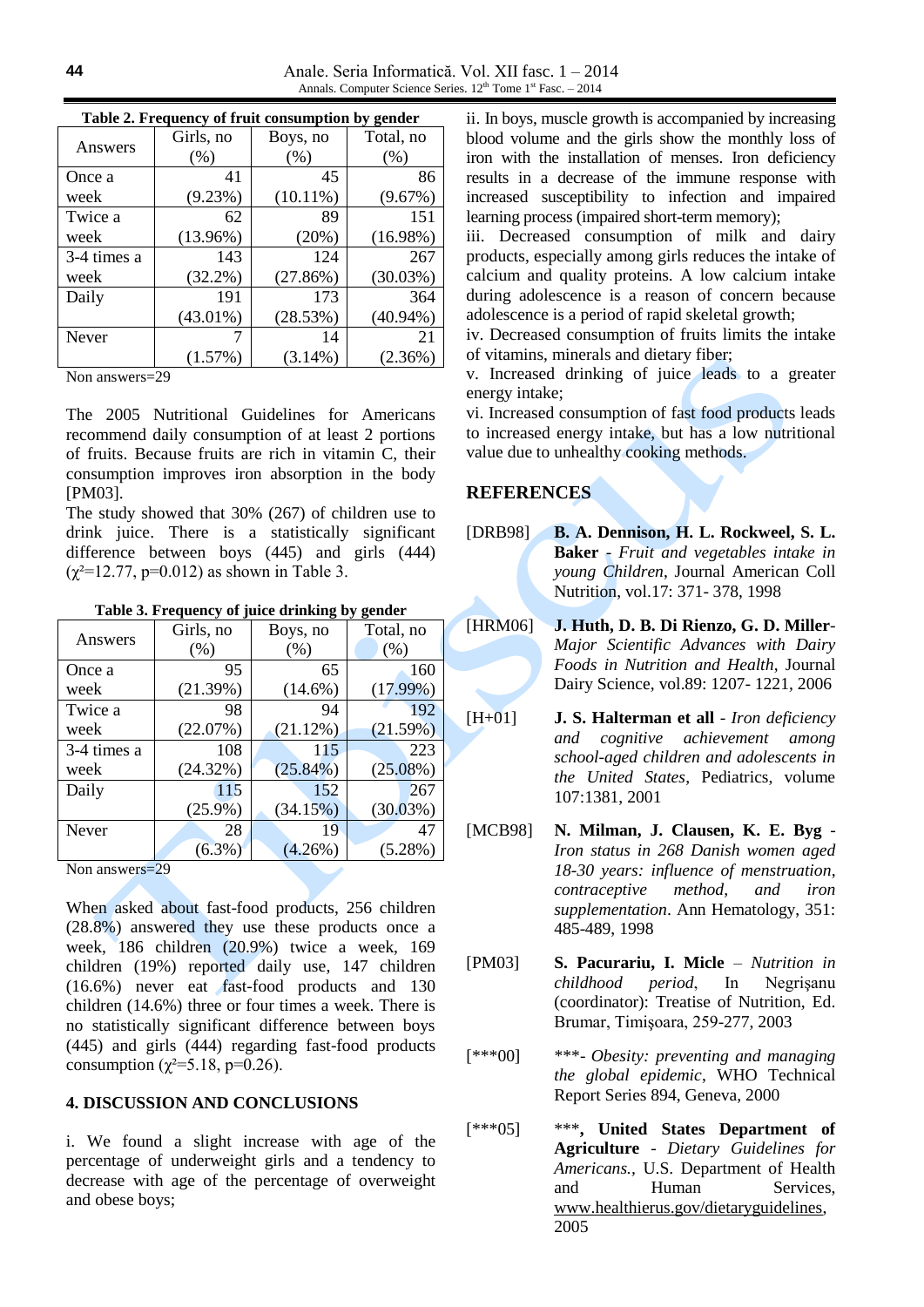**Table 2. Frequency of fruit consumption by gender**

| Answers | Girls, no (%) | Boys, no (%) | Total, no (%) |
|---|---|---|---|
| Once a week | 41 (9.23%) | 45 (10.11%) | 86 (9.67%) |
| Twice a week | 62 (13.96%) | 89 (20%) | 151 (16.98%) |
| 3-4 times a week | 143 (32.2%) | 124 (27.86%) | 267 (30.03%) |
| Daily | 191 (43.01%) | 173 (28.53%) | 364 (40.94%) |
| Never | 7 (1.57%) | 14 (3.14%) | 21 (2.36%) |

Non answers=29

The 2005 Nutritional Guidelines for Americans recommend daily consumption of at least 2 portions of fruits. Because fruits are rich in vitamin C, their consumption improves iron absorption in the body [PM03].

The study showed that 30% (267) of children use to drink juice. There is a statistically significant difference between boys (445) and girls (444) ($\chi^2$=12.77, p=0.012) as shown in Table 3.

**Table 3. Frequency of juice drinking by gender**

| Answers | Girls, no (%) | Boys, no (%) | Total, no (%) |
|---|---|---|---|
| Once a week | 95 (21.39%) | 65 (14.6%) | 160 (17.99%) |
| Twice a week | 98 (22.07%) | 94 (21.12%) | 192 (21.59%) |
| 3-4 times a week | 108 (24.32%) | 115 (25.84%) | 223 (25.08%) |
| Daily | 115 (25.9%) | 152 (34.15%) | 267 (30.03%) |
| Never | 28 (6.3%) | 19 (4.26%) | 47 (5.28%) |

Non answers=29

When asked about fast-food products, 256 children (28.8%) answered they use these products once a week, 186 children (20.9%) twice a week, 169 children (19%) reported daily use, 147 children (16.6%) never eat fast-food products and 130 children (14.6%) three or four times a week. There is no statistically significant difference between boys (445) and girls (444) regarding fast-food products consumption ($\chi^2$=5.18, p=0.26).

## 4. DISCUSSION AND CONCLUSIONS

i. We found a slight increase with age of the percentage of underweight girls and a tendency to decrease with age of the percentage of overweight and obese boys;

ii. In boys, muscle growth is accompanied by increasing blood volume and the girls show the monthly loss of iron with the installation of menses. Iron deficiency results in a decrease of the immune response with increased susceptibility to infection and impaired learning process (impaired short-term memory);

iii. Decreased consumption of milk and dairy products, especially among girls reduces the intake of calcium and quality proteins. A low calcium intake during adolescence is a reason of concern because adolescence is a period of rapid skeletal growth;

iv. Decreased consumption of fruits limits the intake of vitamins, minerals and dietary fiber;

v. Increased drinking of juice leads to a greater energy intake;

vi. Increased consumption of fast food products leads to increased energy intake, but has a low nutritional value due to unhealthy cooking methods.

## REFERENCES

[DRB98] **B. A. Dennison, H. L. Rockweel, S. L. Baker** - *Fruit and vegetables intake in young Children*, Journal American Coll Nutrition, vol.17: 371- 378, 1998

[HRM06] **J. Huth, D. B. Di Rienzo, G. D. Miller**- *Major Scientific Advances with Dairy Foods in Nutrition and Health*, Journal Dairy Science, vol.89: 1207- 1221, 2006

[H+01] **J. S. Halterman et all** - *Iron deficiency and cognitive achievement among school-aged children and adolescents in the United States*, Pediatrics, volume 107:1381, 2001

[MCB98] **N. Milman, J. Clausen, K. E. Byg** - *Iron status in 268 Danish women aged 18-30 years: influence of menstruation, contraceptive method, and iron supplementation*. Ann Hematology, 351: 485-489, 1998

[PM03] **S. Pacurariu, I. Micle** – *Nutrition in childhood period*, In Negrişanu (coordinator): Treatise of Nutrition, Ed. Brumar, Timişoara, 259-277, 2003

[***00] ***- *Obesity: preventing and managing the global epidemic*, WHO Technical Report Series 894, Geneva, 2000

[***05] ***, **United States Department of Agriculture** - *Dietary Guidelines for Americans.*, U.S. Department of Health and Human Services, www.healthierus.gov/dietaryguidelines, 2005